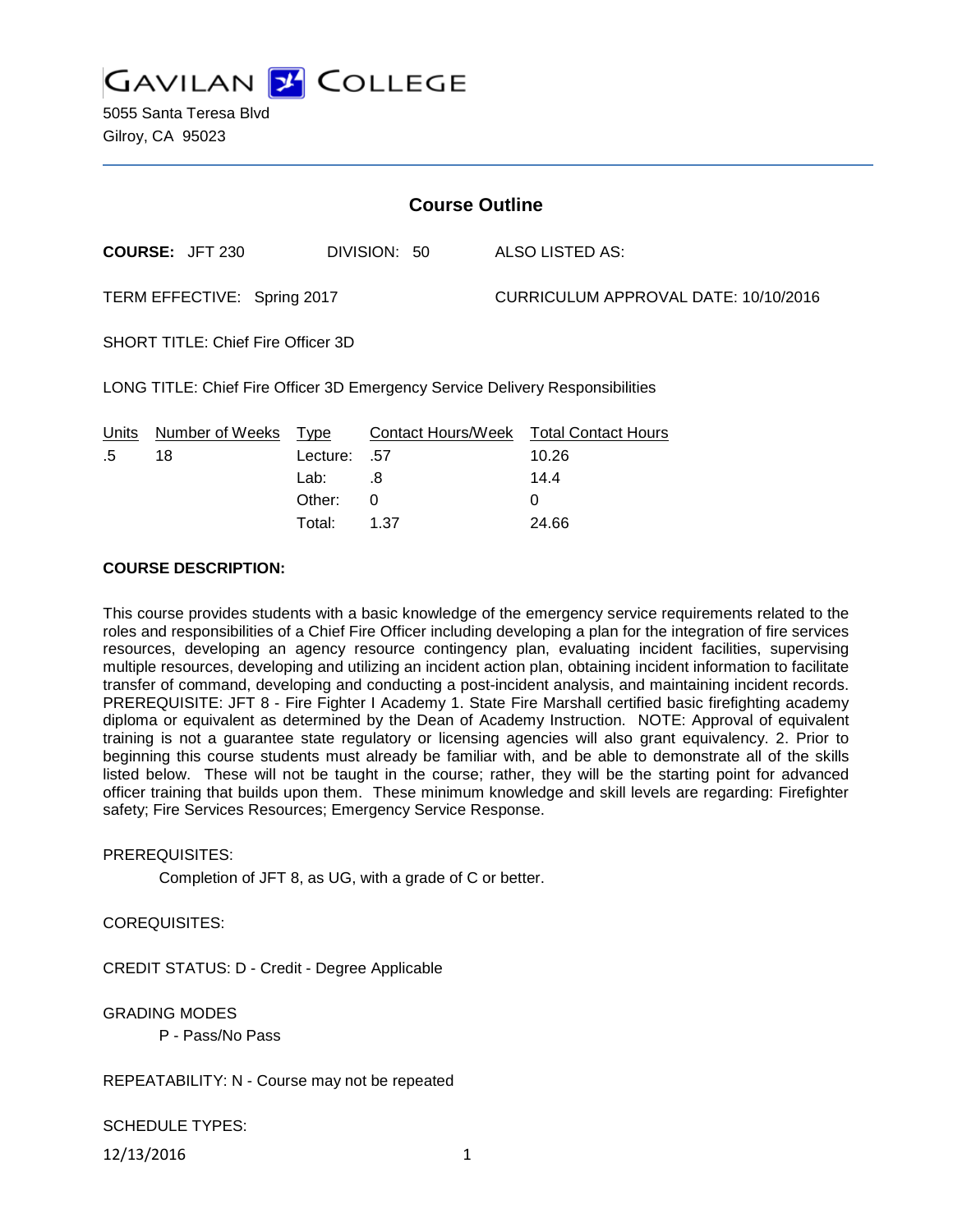# GAVILAN COLLEGE

5055 Santa Teresa Blvd
Gilroy, CA 95023

## Course Outline

**COURSE:** JFT 230 DIVISION: 50 ALSO LISTED AS:

TERM EFFECTIVE: Spring 2017 CURRICULUM APPROVAL DATE: 10/10/2016

SHORT TITLE: Chief Fire Officer 3D

LONG TITLE: Chief Fire Officer 3D Emergency Service Delivery Responsibilities

| Units | Number of Weeks | Type | Contact Hours/Week | Total Contact Hours |
|---|---|---|---|---|
| .5 | 18 | Lecture: | .57 | 10.26 |
| | | Lab: | .8 | 14.4 |
| | | Other: | 0 | 0 |
| | | Total: | 1.37 | 24.66 |

**COURSE DESCRIPTION:**

This course provides students with a basic knowledge of the emergency service requirements related to the roles and responsibilities of a Chief Fire Officer including developing a plan for the integration of fire services resources, developing an agency resource contingency plan, evaluating incident facilities, supervising multiple resources, developing and utilizing an incident action plan, obtaining incident information to facilitate transfer of command, developing and conducting a post-incident analysis, and maintaining incident records. PREREQUISITE: JFT 8 - Fire Fighter I Academy 1. State Fire Marshall certified basic firefighting academy diploma or equivalent as determined by the Dean of Academy Instruction. NOTE: Approval of equivalent training is not a guarantee state regulatory or licensing agencies will also grant equivalency. 2. Prior to beginning this course students must already be familiar with, and be able to demonstrate all of the skills listed below. These will not be taught in the course; rather, they will be the starting point for advanced officer training that builds upon them. These minimum knowledge and skill levels are regarding: Firefighter safety; Fire Services Resources; Emergency Service Response.

PREREQUISITES:

Completion of JFT 8, as UG, with a grade of C or better.

COREQUISITES:

CREDIT STATUS: D - Credit - Degree Applicable

GRADING MODES

P - Pass/No Pass

REPEATABILITY: N - Course may not be repeated

SCHEDULE TYPES: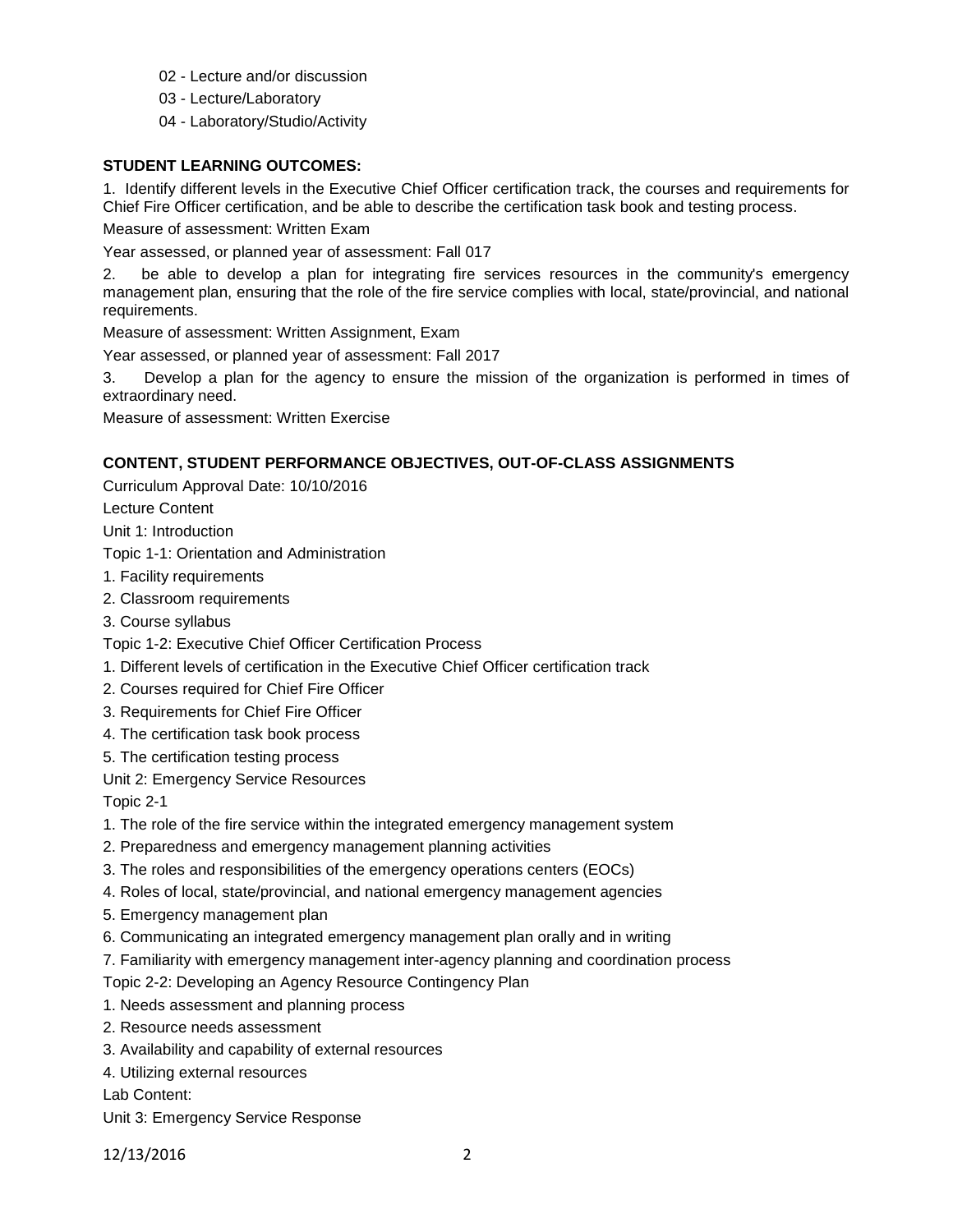02 - Lecture and/or discussion

03 - Lecture/Laboratory

04 - Laboratory/Studio/Activity

**STUDENT LEARNING OUTCOMES:**

1. Identify different levels in the Executive Chief Officer certification track, the courses and requirements for Chief Fire Officer certification, and be able to describe the certification task book and testing process.

Measure of assessment: Written Exam

Year assessed, or planned year of assessment: Fall 017

2. be able to develop a plan for integrating fire services resources in the community's emergency management plan, ensuring that the role of the fire service complies with local, state/provincial, and national requirements.

Measure of assessment: Written Assignment, Exam

Year assessed, or planned year of assessment: Fall 2017

3. Develop a plan for the agency to ensure the mission of the organization is performed in times of extraordinary need.

Measure of assessment: Written Exercise

**CONTENT, STUDENT PERFORMANCE OBJECTIVES, OUT-OF-CLASS ASSIGNMENTS**

Curriculum Approval Date: 10/10/2016

Lecture Content

Unit 1: Introduction

Topic 1-1: Orientation and Administration

1. Facility requirements
2. Classroom requirements
3. Course syllabus

Topic 1-2: Executive Chief Officer Certification Process

1. Different levels of certification in the Executive Chief Officer certification track
2. Courses required for Chief Fire Officer
3. Requirements for Chief Fire Officer
4. The certification task book process
5. The certification testing process

Unit 2: Emergency Service Resources

Topic 2-1

1. The role of the fire service within the integrated emergency management system
2. Preparedness and emergency management planning activities
3. The roles and responsibilities of the emergency operations centers (EOCs)
4. Roles of local, state/provincial, and national emergency management agencies
5. Emergency management plan
6. Communicating an integrated emergency management plan orally and in writing
7. Familiarity with emergency management inter-agency planning and coordination process

Topic 2-2: Developing an Agency Resource Contingency Plan

1. Needs assessment and planning process
2. Resource needs assessment
3. Availability and capability of external resources
4. Utilizing external resources

Lab Content:

Unit 3: Emergency Service Response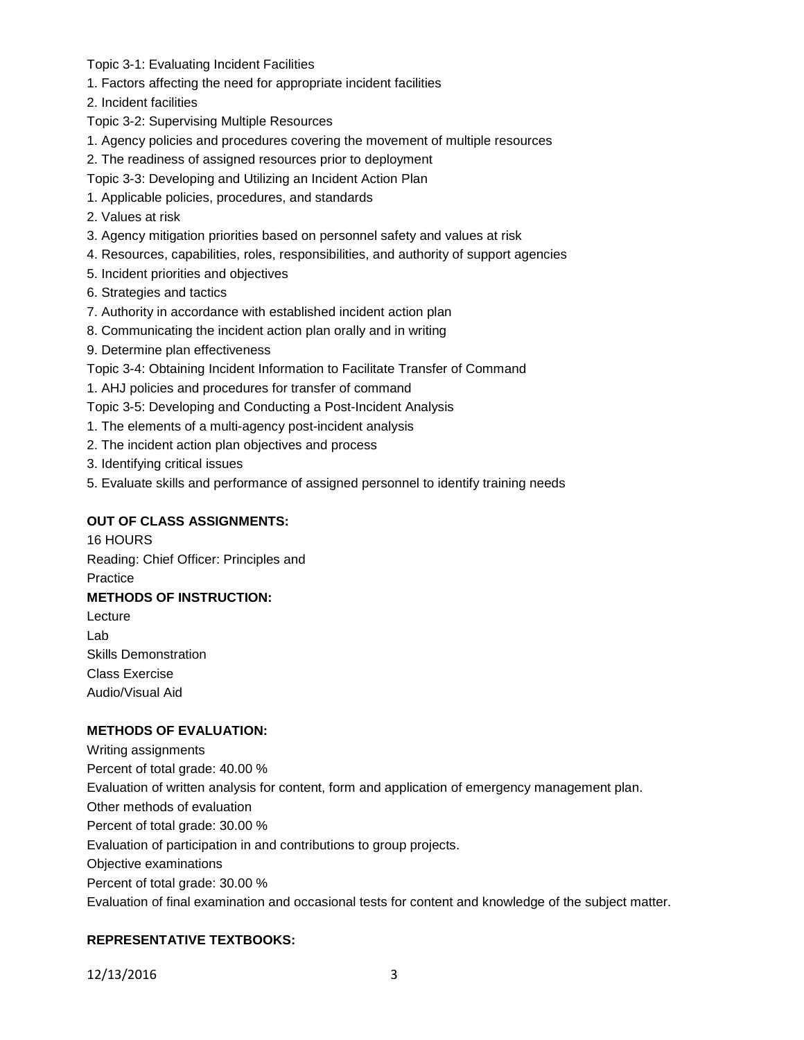Topic 3-1: Evaluating Incident Facilities

1. Factors affecting the need for appropriate incident facilities
2. Incident facilities

Topic 3-2: Supervising Multiple Resources

1. Agency policies and procedures covering the movement of multiple resources
2. The readiness of assigned resources prior to deployment

Topic 3-3: Developing and Utilizing an Incident Action Plan

1. Applicable policies, procedures, and standards
2. Values at risk
3. Agency mitigation priorities based on personnel safety and values at risk
4. Resources, capabilities, roles, responsibilities, and authority of support agencies
5. Incident priorities and objectives
6. Strategies and tactics
7. Authority in accordance with established incident action plan
8. Communicating the incident action plan orally and in writing
9. Determine plan effectiveness

Topic 3-4: Obtaining Incident Information to Facilitate Transfer of Command

1. AHJ policies and procedures for transfer of command

Topic 3-5: Developing and Conducting a Post-Incident Analysis

1. The elements of a multi-agency post-incident analysis
2. The incident action plan objectives and process
3. Identifying critical issues

5. Evaluate skills and performance of assigned personnel to identify training needs

**OUT OF CLASS ASSIGNMENTS:**

16 HOURS
Reading: Chief Officer: Principles and
Practice

**METHODS OF INSTRUCTION:**

Lecture
Lab
Skills Demonstration
Class Exercise
Audio/Visual Aid

**METHODS OF EVALUATION:**

Writing assignments
Percent of total grade: 40.00 %
Evaluation of written analysis for content, form and application of emergency management plan.
Other methods of evaluation
Percent of total grade: 30.00 %
Evaluation of participation in and contributions to group projects.
Objective examinations
Percent of total grade: 30.00 %
Evaluation of final examination and occasional tests for content and knowledge of the subject matter.

**REPRESENTATIVE TEXTBOOKS:**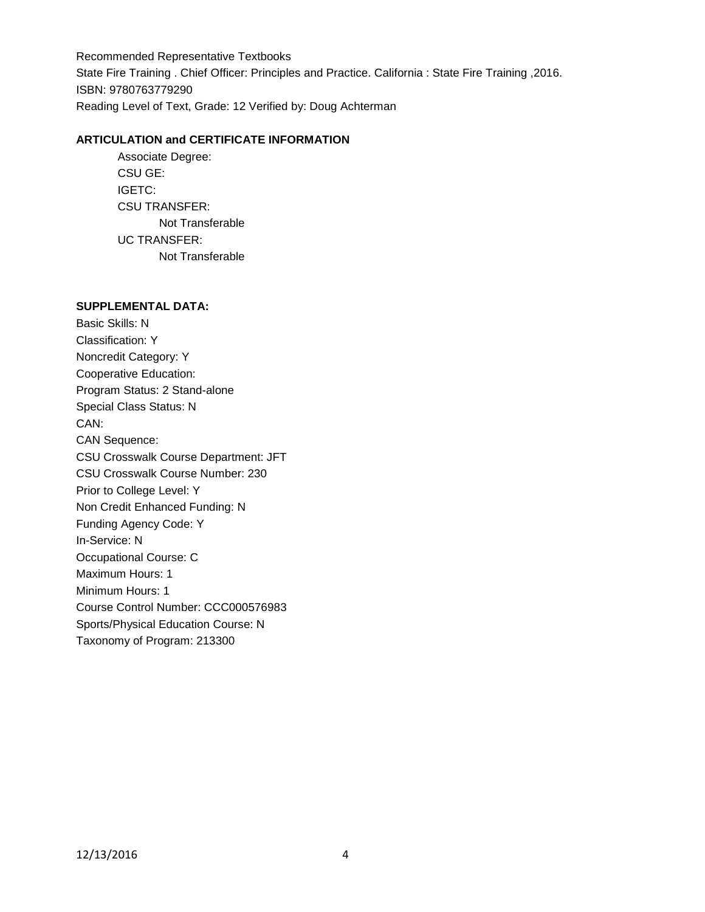Recommended Representative Textbooks
State Fire Training . Chief Officer: Principles and Practice. California : State Fire Training ,2016.
ISBN: 9780763779290
Reading Level of Text, Grade: 12 Verified by: Doug Achterman

**ARTICULATION and CERTIFICATE INFORMATION**

Associate Degree:
CSU GE:
IGETC:
CSU TRANSFER:
Not Transferable
UC TRANSFER:
Not Transferable

**SUPPLEMENTAL DATA:**

Basic Skills: N
Classification: Y
Noncredit Category: Y
Cooperative Education:
Program Status: 2 Stand-alone
Special Class Status: N
CAN:
CAN Sequence:
CSU Crosswalk Course Department: JFT
CSU Crosswalk Course Number: 230
Prior to College Level: Y
Non Credit Enhanced Funding: N
Funding Agency Code: Y
In-Service: N
Occupational Course: C
Maximum Hours: 1
Minimum Hours: 1
Course Control Number: CCC000576983
Sports/Physical Education Course: N
Taxonomy of Program: 213300